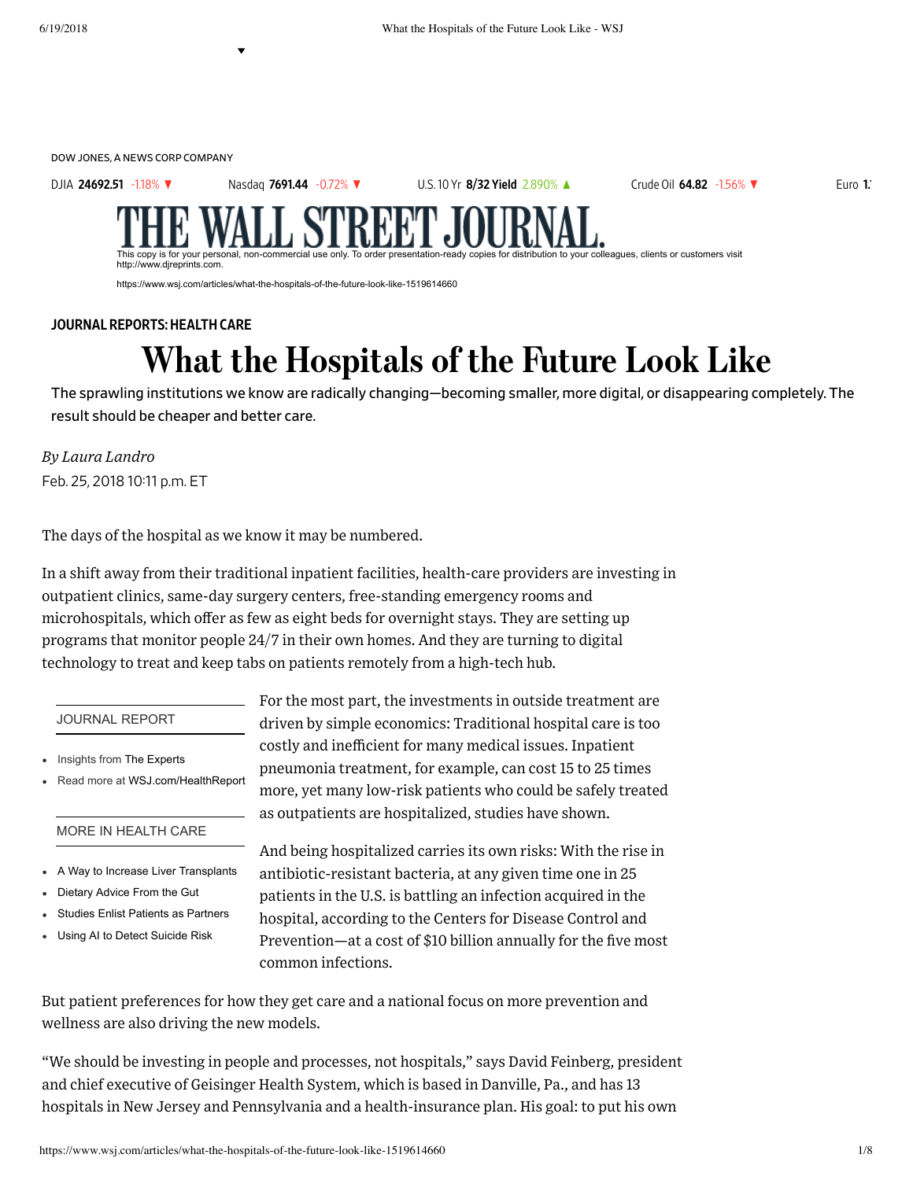DOW JONES, A NEWS CORP COMPANY

DJIA **24692.51** -1.18% ▼ Nasdaq **7691.44** -0.72% ▼ U.S. 10 Yr **8/32 Yield** 2.890% ▲ Crude Oil **64.82** -1.56% ▼ Euro **1.**

# THE WALL STREET JOURNAL.

This copy is for your personal, non-commercial use only. To order presentation-ready copies for distribution to your colleagues, clients or customers visit http://www.djreprints.com.

https://www.wsj.com/articles/what-the-hospitals-of-the-future-look-like-1519614660

**JOURNAL REPORTS: HEALTH CARE**

# What the Hospitals of the Future Look Like

The sprawling institutions we know are radically changing—becoming smaller, more digital, or disappearing completely. The result should be cheaper and better care.

*By Laura Landro*

Feb. 25, 2018 10:11 p.m. ET

The days of the hospital as we know it may be numbered.

In a shift away from their traditional inpatient facilities, health-care providers are investing in outpatient clinics, same-day surgery centers, free-standing emergency rooms and microhospitals, which offer as few as eight beds for overnight stays. They are setting up programs that monitor people 24/7 in their own homes. And they are turning to digital technology to treat and keep tabs on patients remotely from a high-tech hub.

For the most part, the investments in outside treatment are driven by simple economics: Traditional hospital care is too costly and inefficient for many medical issues. Inpatient pneumonia treatment, for example, can cost 15 to 25 times more, yet many low-risk patients who could be safely treated as outpatients are hospitalized, studies have shown.

And being hospitalized carries its own risks: With the rise in antibiotic-resistant bacteria, at any given time one in 25 patients in the U.S. is battling an infection acquired in the hospital, according to the Centers for Disease Control and Prevention—at a cost of $10 billion annually for the five most common infections.

JOURNAL REPORT

- Insights from The Experts
- Read more at WSJ.com/HealthReport

MORE IN HEALTH CARE

- A Way to Increase Liver Transplants
- Dietary Advice From the Gut
- Studies Enlist Patients as Partners
- Using AI to Detect Suicide Risk

But patient preferences for how they get care and a national focus on more prevention and wellness are also driving the new models.

"We should be investing in people and processes, not hospitals," says David Feinberg, president and chief executive of Geisinger Health System, which is based in Danville, Pa., and has 13 hospitals in New Jersey and Pennsylvania and a health-insurance plan. His goal: to put his own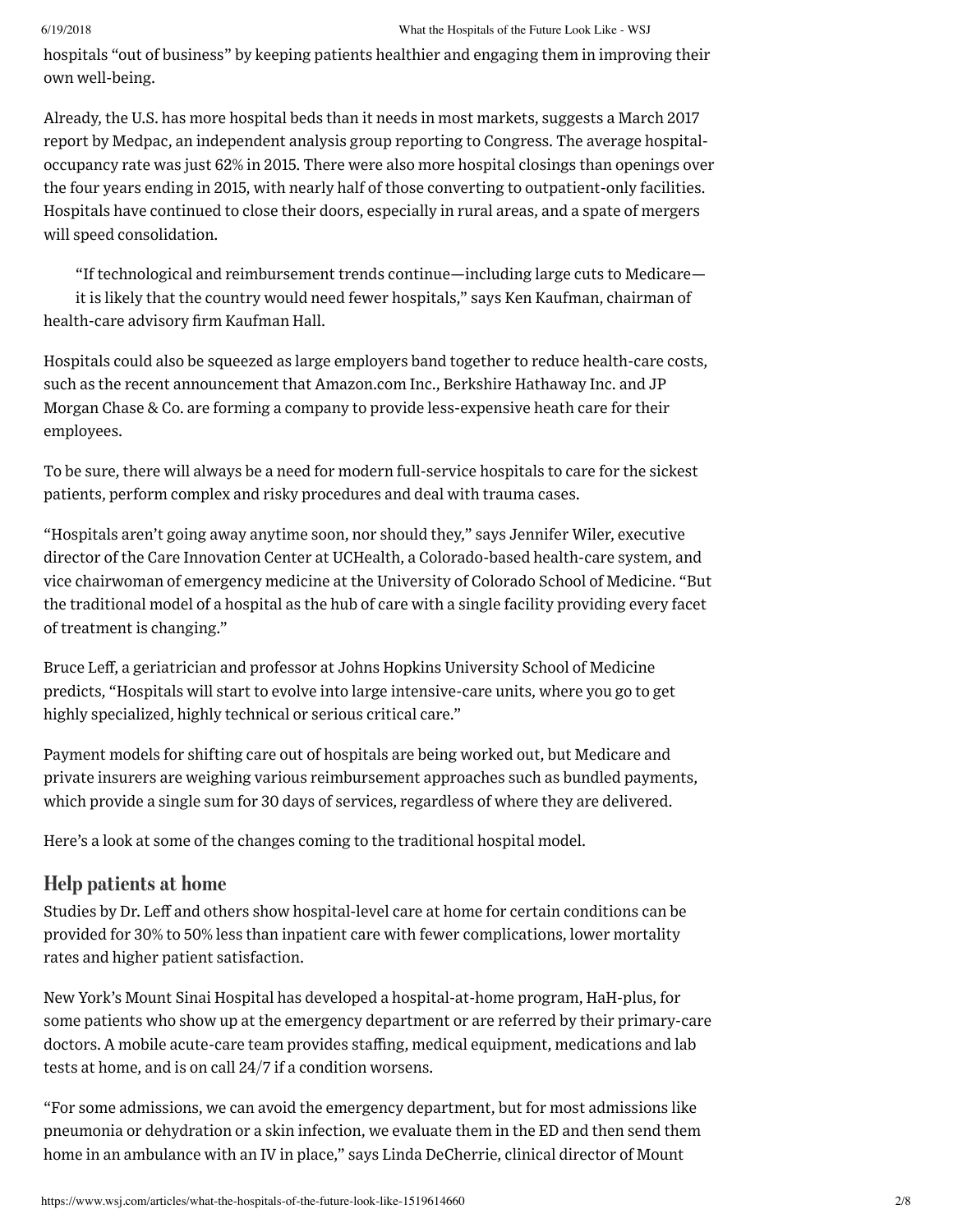hospitals “out of business” by keeping patients healthier and engaging them in improving their own well-being.

Already, the U.S. has more hospital beds than it needs in most markets, suggests a March 2017 report by Medpac, an independent analysis group reporting to Congress. The average hospital-occupancy rate was just 62% in 2015. There were also more hospital closings than openings over the four years ending in 2015, with nearly half of those converting to outpatient-only facilities. Hospitals have continued to close their doors, especially in rural areas, and a spate of mergers will speed consolidation.

“If technological and reimbursement trends continue—including large cuts to Medicare—it is likely that the country would need fewer hospitals,” says Ken Kaufman, chairman of health-care advisory firm Kaufman Hall.

Hospitals could also be squeezed as large employers band together to reduce health-care costs, such as the recent announcement that Amazon.com Inc., Berkshire Hathaway Inc. and JP Morgan Chase & Co. are forming a company to provide less-expensive heath care for their employees.

To be sure, there will always be a need for modern full-service hospitals to care for the sickest patients, perform complex and risky procedures and deal with trauma cases.

“Hospitals aren’t going away anytime soon, nor should they,” says Jennifer Wiler, executive director of the Care Innovation Center at UCHealth, a Colorado-based health-care system, and vice chairwoman of emergency medicine at the University of Colorado School of Medicine. “But the traditional model of a hospital as the hub of care with a single facility providing every facet of treatment is changing.”

Bruce Leff, a geriatrician and professor at Johns Hopkins University School of Medicine predicts, “Hospitals will start to evolve into large intensive-care units, where you go to get highly specialized, highly technical or serious critical care.”

Payment models for shifting care out of hospitals are being worked out, but Medicare and private insurers are weighing various reimbursement approaches such as bundled payments, which provide a single sum for 30 days of services, regardless of where they are delivered.

Here’s a look at some of the changes coming to the traditional hospital model.

## Help patients at home

Studies by Dr. Leff and others show hospital-level care at home for certain conditions can be provided for 30% to 50% less than inpatient care with fewer complications, lower mortality rates and higher patient satisfaction.

New York’s Mount Sinai Hospital has developed a hospital-at-home program, HaH-plus, for some patients who show up at the emergency department or are referred by their primary-care doctors. A mobile acute-care team provides staffing, medical equipment, medications and lab tests at home, and is on call 24/7 if a condition worsens.

“For some admissions, we can avoid the emergency department, but for most admissions like pneumonia or dehydration or a skin infection, we evaluate them in the ED and then send them home in an ambulance with an IV in place,” says Linda DeCherrie, clinical director of Mount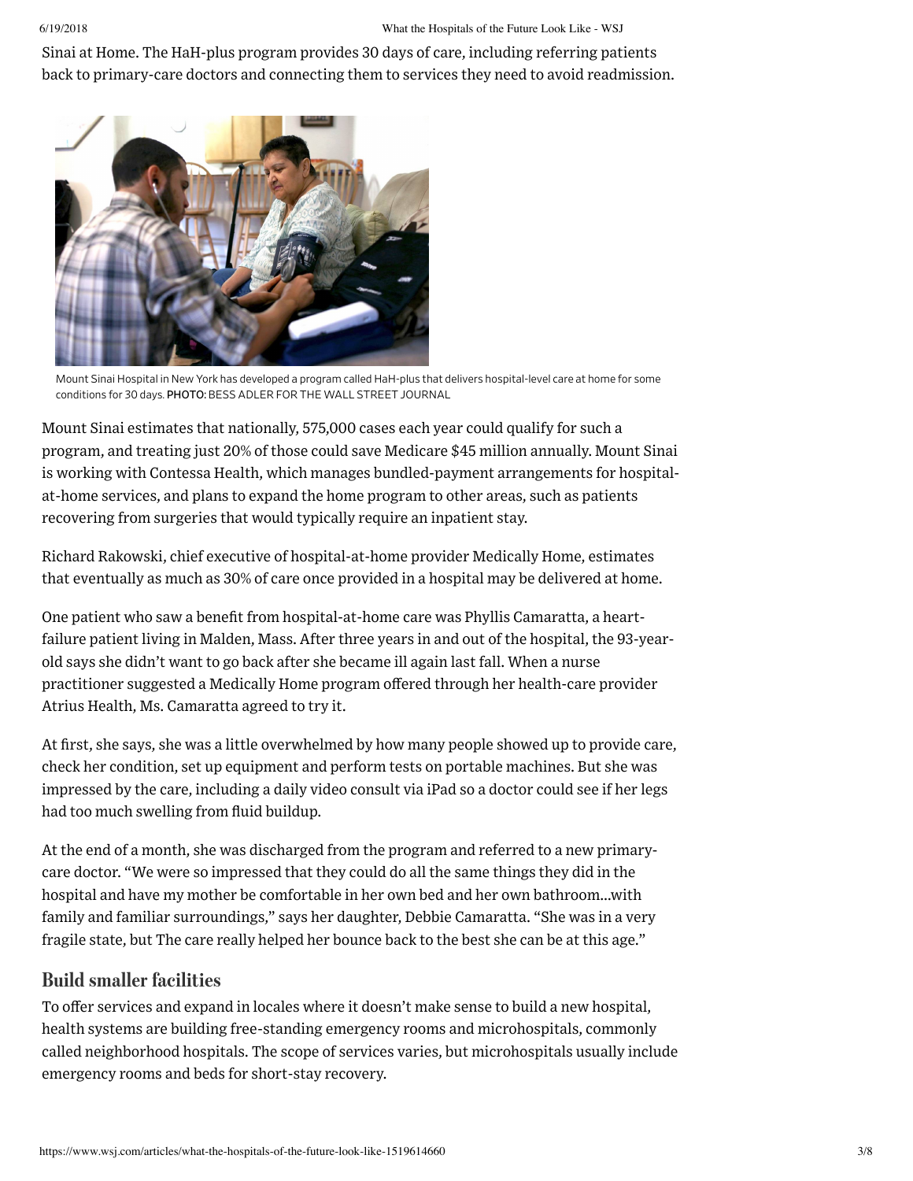Sinai at Home. The HaH-plus program provides 30 days of care, including referring patients back to primary-care doctors and connecting them to services they need to avoid readmission.

Mount Sinai Hospital in New York has developed a program called HaH-plus that delivers hospital-level care at home for some conditions for 30 days. **PHOTO**: BESS ADLER FOR THE WALL STREET JOURNAL

Mount Sinai estimates that nationally, 575,000 cases each year could qualify for such a program, and treating just 20% of those could save Medicare $45 million annually. Mount Sinai is working with Contessa Health, which manages bundled-payment arrangements for hospital-at-home services, and plans to expand the home program to other areas, such as patients recovering from surgeries that would typically require an inpatient stay.

Richard Rakowski, chief executive of hospital-at-home provider Medically Home, estimates that eventually as much as 30% of care once provided in a hospital may be delivered at home.

One patient who saw a benefit from hospital-at-home care was Phyllis Camaratta, a heart-failure patient living in Malden, Mass. After three years in and out of the hospital, the 93-year-old says she didn't want to go back after she became ill again last fall. When a nurse practitioner suggested a Medically Home program offered through her health-care provider Atrius Health, Ms. Camaratta agreed to try it.

At first, she says, she was a little overwhelmed by how many people showed up to provide care, check her condition, set up equipment and perform tests on portable machines. But she was impressed by the care, including a daily video consult via iPad so a doctor could see if her legs had too much swelling from fluid buildup.

At the end of a month, she was discharged from the program and referred to a new primary-care doctor. "We were so impressed that they could do all the same things they did in the hospital and have my mother be comfortable in her own bed and her own bathroom…with family and familiar surroundings," says her daughter, Debbie Camaratta. "She was in a very fragile state, but The care really helped her bounce back to the best she can be at this age."

## Build smaller facilities

To offer services and expand in locales where it doesn't make sense to build a new hospital, health systems are building free-standing emergency rooms and microhospitals, commonly called neighborhood hospitals. The scope of services varies, but microhospitals usually include emergency rooms and beds for short-stay recovery.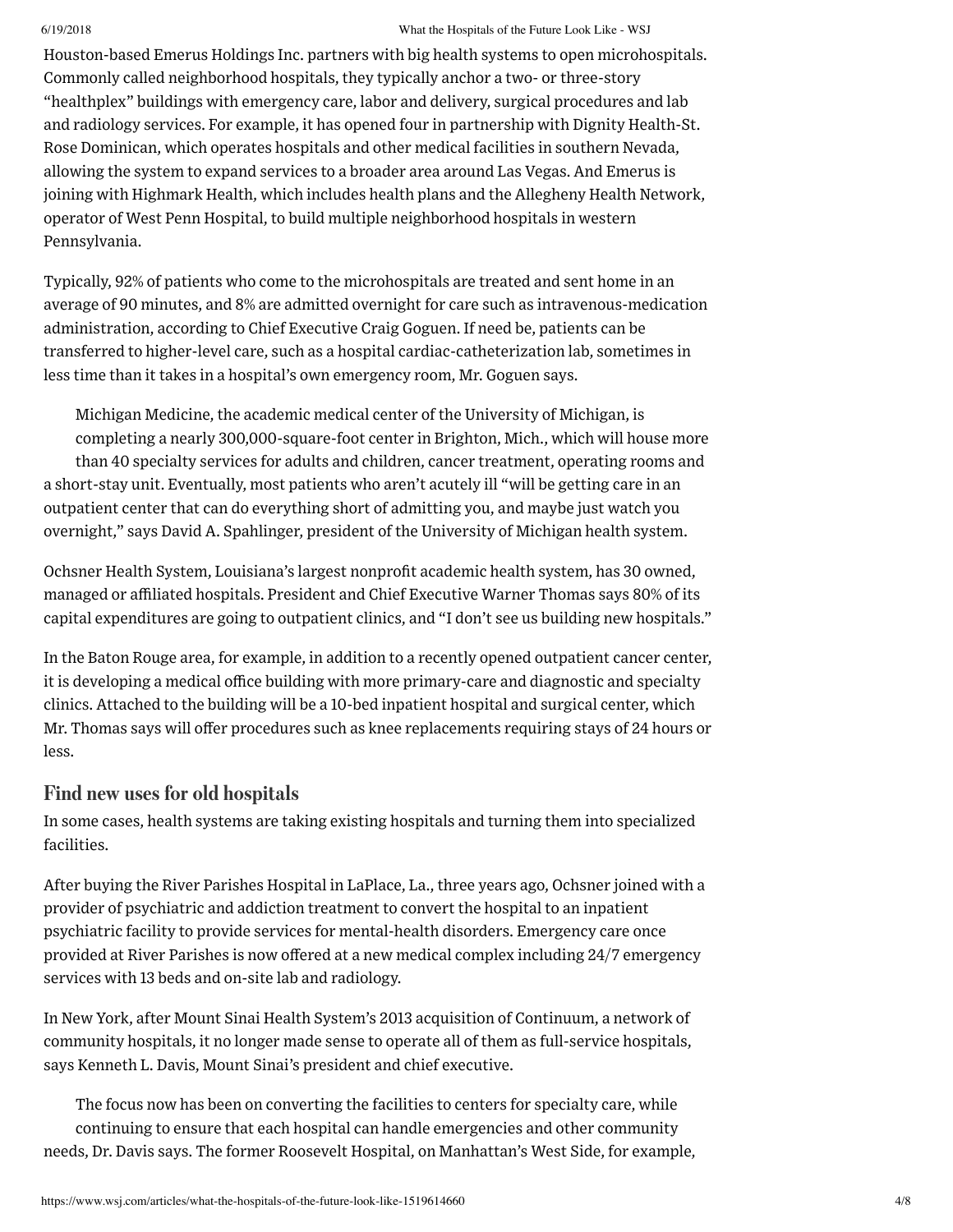Houston-based Emerus Holdings Inc. partners with big health systems to open microhospitals. Commonly called neighborhood hospitals, they typically anchor a two- or three-story "healthplex" buildings with emergency care, labor and delivery, surgical procedures and lab and radiology services. For example, it has opened four in partnership with Dignity Health-St. Rose Dominican, which operates hospitals and other medical facilities in southern Nevada, allowing the system to expand services to a broader area around Las Vegas. And Emerus is joining with Highmark Health, which includes health plans and the Allegheny Health Network, operator of West Penn Hospital, to build multiple neighborhood hospitals in western Pennsylvania.

Typically, 92% of patients who come to the microhospitals are treated and sent home in an average of 90 minutes, and 8% are admitted overnight for care such as intravenous-medication administration, according to Chief Executive Craig Goguen. If need be, patients can be transferred to higher-level care, such as a hospital cardiac-catheterization lab, sometimes in less time than it takes in a hospital's own emergency room, Mr. Goguen says.

Michigan Medicine, the academic medical center of the University of Michigan, is completing a nearly 300,000-square-foot center in Brighton, Mich., which will house more than 40 specialty services for adults and children, cancer treatment, operating rooms and a short-stay unit. Eventually, most patients who aren't acutely ill "will be getting care in an outpatient center that can do everything short of admitting you, and maybe just watch you overnight," says David A. Spahlinger, president of the University of Michigan health system.

Ochsner Health System, Louisiana's largest nonprofit academic health system, has 30 owned, managed or affiliated hospitals. President and Chief Executive Warner Thomas says 80% of its capital expenditures are going to outpatient clinics, and "I don't see us building new hospitals."

In the Baton Rouge area, for example, in addition to a recently opened outpatient cancer center, it is developing a medical office building with more primary-care and diagnostic and specialty clinics. Attached to the building will be a 10-bed inpatient hospital and surgical center, which Mr. Thomas says will offer procedures such as knee replacements requiring stays of 24 hours or less.

## Find new uses for old hospitals

In some cases, health systems are taking existing hospitals and turning them into specialized facilities.

After buying the River Parishes Hospital in LaPlace, La., three years ago, Ochsner joined with a provider of psychiatric and addiction treatment to convert the hospital to an inpatient psychiatric facility to provide services for mental-health disorders. Emergency care once provided at River Parishes is now offered at a new medical complex including 24/7 emergency services with 13 beds and on-site lab and radiology.

In New York, after Mount Sinai Health System's 2013 acquisition of Continuum, a network of community hospitals, it no longer made sense to operate all of them as full-service hospitals, says Kenneth L. Davis, Mount Sinai's president and chief executive.

The focus now has been on converting the facilities to centers for specialty care, while continuing to ensure that each hospital can handle emergencies and other community needs, Dr. Davis says. The former Roosevelt Hospital, on Manhattan's West Side, for example,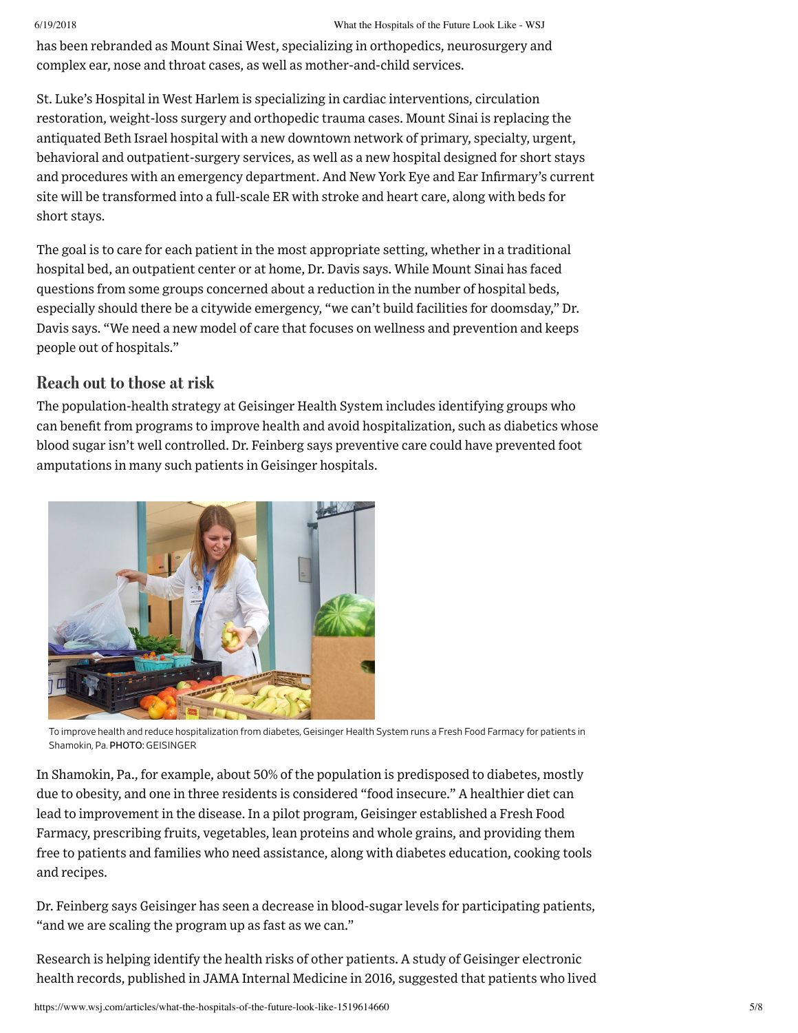has been rebranded as Mount Sinai West, specializing in orthopedics, neurosurgery and complex ear, nose and throat cases, as well as mother-and-child services.

St. Luke's Hospital in West Harlem is specializing in cardiac interventions, circulation restoration, weight-loss surgery and orthopedic trauma cases. Mount Sinai is replacing the antiquated Beth Israel hospital with a new downtown network of primary, specialty, urgent, behavioral and outpatient-surgery services, as well as a new hospital designed for short stays and procedures with an emergency department. And New York Eye and Ear Infirmary's current site will be transformed into a full-scale ER with stroke and heart care, along with beds for short stays.

The goal is to care for each patient in the most appropriate setting, whether in a traditional hospital bed, an outpatient center or at home, Dr. Davis says. While Mount Sinai has faced questions from some groups concerned about a reduction in the number of hospital beds, especially should there be a citywide emergency, "we can't build facilities for doomsday," Dr. Davis says. "We need a new model of care that focuses on wellness and prevention and keeps people out of hospitals."

## Reach out to those at risk

The population-health strategy at Geisinger Health System includes identifying groups who can benefit from programs to improve health and avoid hospitalization, such as diabetics whose blood sugar isn't well controlled. Dr. Feinberg says preventive care could have prevented foot amputations in many such patients in Geisinger hospitals.

To improve health and reduce hospitalization from diabetes, Geisinger Health System runs a Fresh Food Farmacy for patients in Shamokin, Pa. PHOTO: GEISINGER

In Shamokin, Pa., for example, about 50% of the population is predisposed to diabetes, mostly due to obesity, and one in three residents is considered "food insecure." A healthier diet can lead to improvement in the disease. In a pilot program, Geisinger established a Fresh Food Farmacy, prescribing fruits, vegetables, lean proteins and whole grains, and providing them free to patients and families who need assistance, along with diabetes education, cooking tools and recipes.

Dr. Feinberg says Geisinger has seen a decrease in blood-sugar levels for participating patients, "and we are scaling the program up as fast as we can."

Research is helping identify the health risks of other patients. A study of Geisinger electronic health records, published in JAMA Internal Medicine in 2016, suggested that patients who lived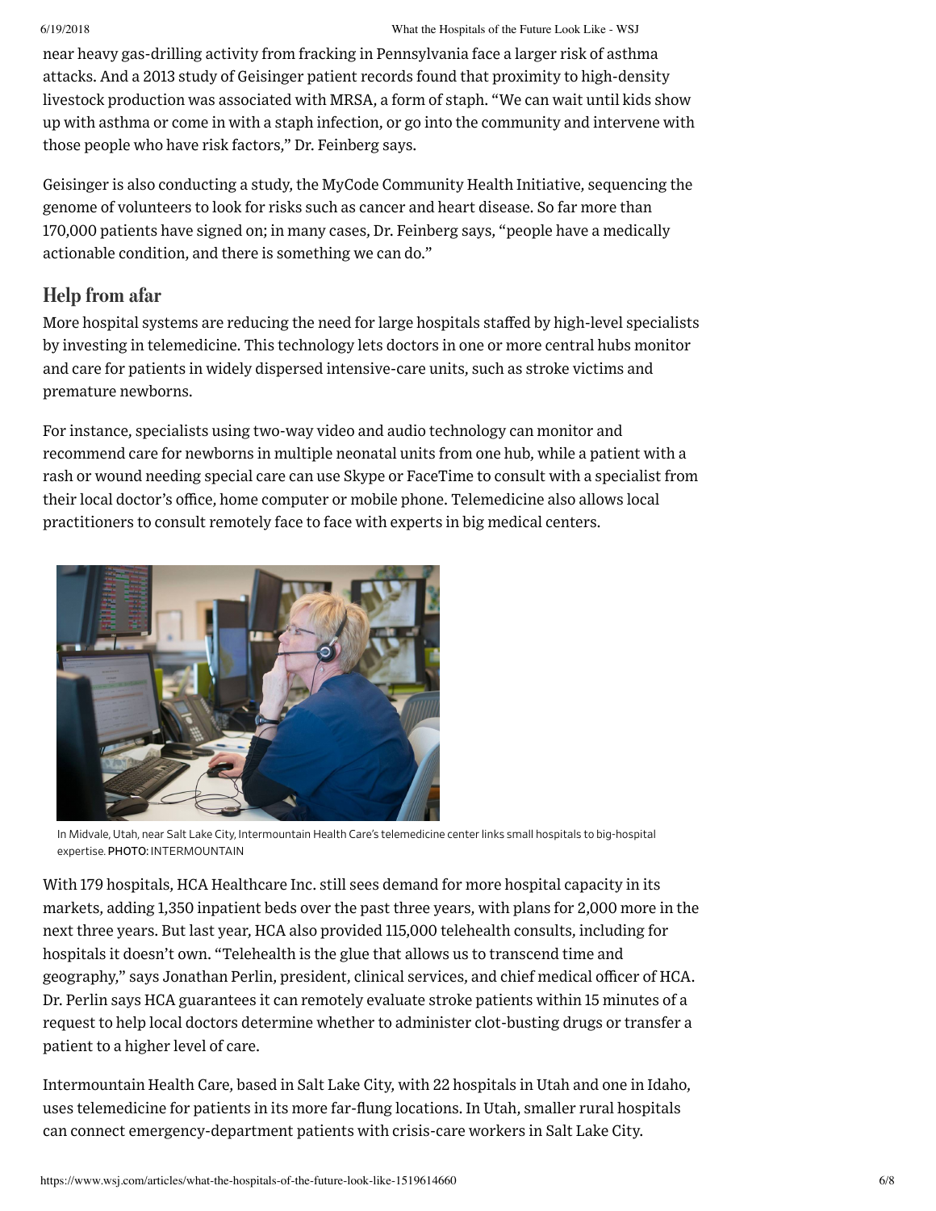near heavy gas-drilling activity from fracking in Pennsylvania face a larger risk of asthma attacks. And a 2013 study of Geisinger patient records found that proximity to high-density livestock production was associated with MRSA, a form of staph. "We can wait until kids show up with asthma or come in with a staph infection, or go into the community and intervene with those people who have risk factors," Dr. Feinberg says.

Geisinger is also conducting a study, the MyCode Community Health Initiative, sequencing the genome of volunteers to look for risks such as cancer and heart disease. So far more than 170,000 patients have signed on; in many cases, Dr. Feinberg says, "people have a medically actionable condition, and there is something we can do."

## Help from afar

More hospital systems are reducing the need for large hospitals staffed by high-level specialists by investing in telemedicine. This technology lets doctors in one or more central hubs monitor and care for patients in widely dispersed intensive-care units, such as stroke victims and premature newborns.

For instance, specialists using two-way video and audio technology can monitor and recommend care for newborns in multiple neonatal units from one hub, while a patient with a rash or wound needing special care can use Skype or FaceTime to consult with a specialist from their local doctor's office, home computer or mobile phone. Telemedicine also allows local practitioners to consult remotely face to face with experts in big medical centers.

In Midvale, Utah, near Salt Lake City, Intermountain Health Care's telemedicine center links small hospitals to big-hospital expertise. PHOTO: INTERMOUNTAIN

With 179 hospitals, HCA Healthcare Inc. still sees demand for more hospital capacity in its markets, adding 1,350 inpatient beds over the past three years, with plans for 2,000 more in the next three years. But last year, HCA also provided 115,000 telehealth consults, including for hospitals it doesn't own. "Telehealth is the glue that allows us to transcend time and geography," says Jonathan Perlin, president, clinical services, and chief medical officer of HCA. Dr. Perlin says HCA guarantees it can remotely evaluate stroke patients within 15 minutes of a request to help local doctors determine whether to administer clot-busting drugs or transfer a patient to a higher level of care.

Intermountain Health Care, based in Salt Lake City, with 22 hospitals in Utah and one in Idaho, uses telemedicine for patients in its more far-flung locations. In Utah, smaller rural hospitals can connect emergency-department patients with crisis-care workers in Salt Lake City.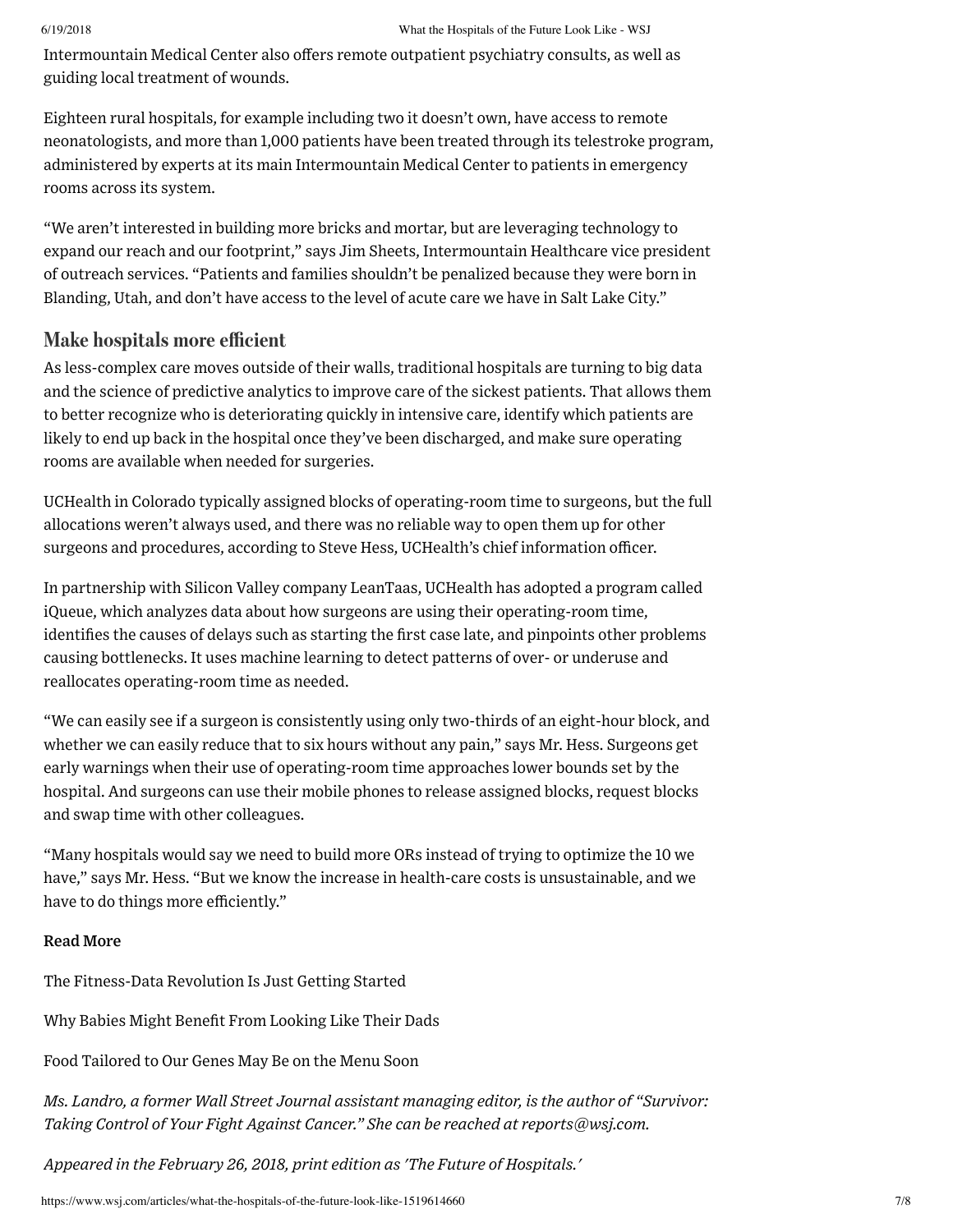Intermountain Medical Center also offers remote outpatient psychiatry consults, as well as guiding local treatment of wounds.

Eighteen rural hospitals, for example including two it doesn't own, have access to remote neonatologists, and more than 1,000 patients have been treated through its telestroke program, administered by experts at its main Intermountain Medical Center to patients in emergency rooms across its system.

"We aren't interested in building more bricks and mortar, but are leveraging technology to expand our reach and our footprint," says Jim Sheets, Intermountain Healthcare vice president of outreach services. "Patients and families shouldn't be penalized because they were born in Blanding, Utah, and don't have access to the level of acute care we have in Salt Lake City."

## Make hospitals more efficient

As less-complex care moves outside of their walls, traditional hospitals are turning to big data and the science of predictive analytics to improve care of the sickest patients. That allows them to better recognize who is deteriorating quickly in intensive care, identify which patients are likely to end up back in the hospital once they've been discharged, and make sure operating rooms are available when needed for surgeries.

UCHealth in Colorado typically assigned blocks of operating-room time to surgeons, but the full allocations weren't always used, and there was no reliable way to open them up for other surgeons and procedures, according to Steve Hess, UCHealth's chief information officer.

In partnership with Silicon Valley company LeanTaas, UCHealth has adopted a program called iQueue, which analyzes data about how surgeons are using their operating-room time, identifies the causes of delays such as starting the first case late, and pinpoints other problems causing bottlenecks. It uses machine learning to detect patterns of over- or underuse and reallocates operating-room time as needed.

"We can easily see if a surgeon is consistently using only two-thirds of an eight-hour block, and whether we can easily reduce that to six hours without any pain," says Mr. Hess. Surgeons get early warnings when their use of operating-room time approaches lower bounds set by the hospital. And surgeons can use their mobile phones to release assigned blocks, request blocks and swap time with other colleagues.

"Many hospitals would say we need to build more ORs instead of trying to optimize the 10 we have," says Mr. Hess. "But we know the increase in health-care costs is unsustainable, and we have to do things more efficiently."

**Read More**

The Fitness-Data Revolution Is Just Getting Started

Why Babies Might Benefit From Looking Like Their Dads

Food Tailored to Our Genes May Be on the Menu Soon

*Ms. Landro, a former Wall Street Journal assistant managing editor, is the author of "Survivor: Taking Control of Your Fight Against Cancer." She can be reached at reports@wsj.com.*

*Appeared in the February 26, 2018, print edition as 'The Future of Hospitals.'*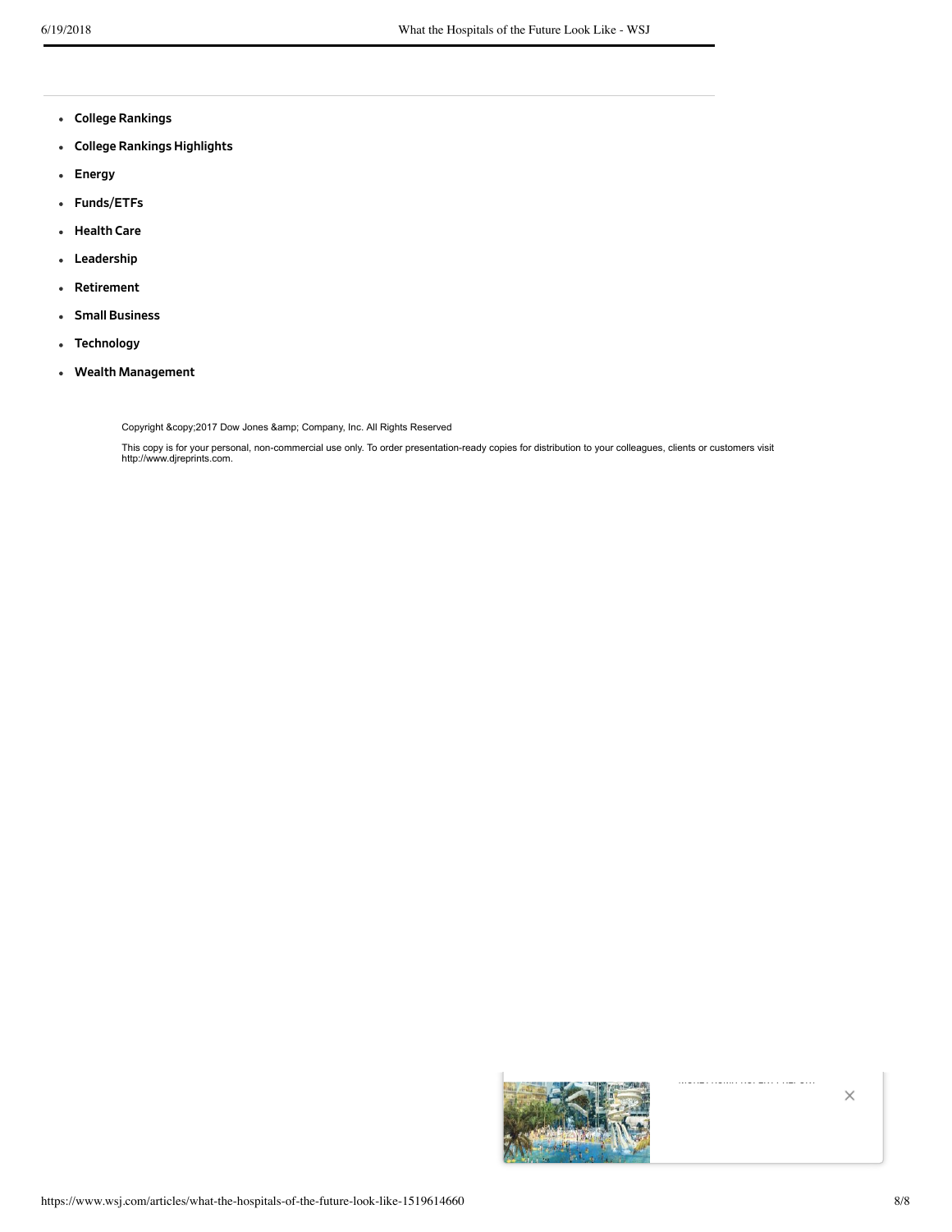- **College Rankings**
- **College Rankings Highlights**
- **Energy**
- **Funds/ETFs**
- **Health Care**
- **Leadership**
- **Retirement**
- **Small Business**
- **Technology**
- **Wealth Management**

Copyright &copy;2017 Dow Jones &amp; Company, Inc. All Rights Reserved

This copy is for your personal, non-commercial use only. To order presentation-ready copies for distribution to your colleagues, clients or customers visit http://www.djreprints.com.